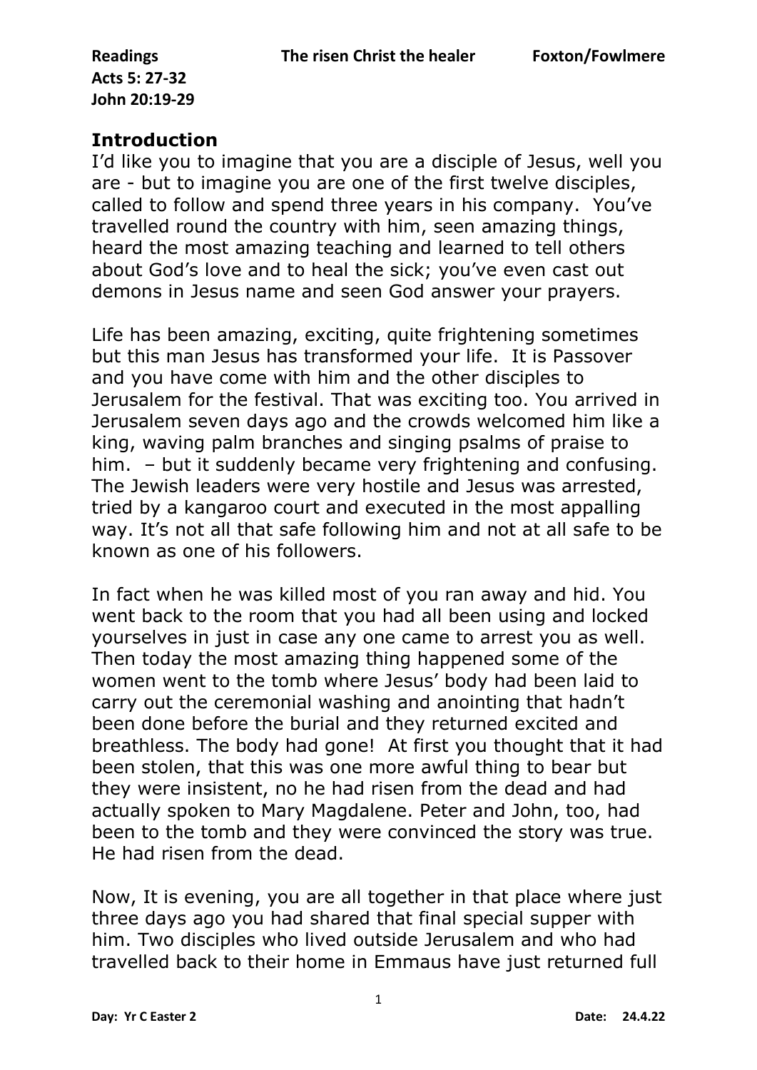**Readings** **The risen Christ the healer** **Foxton/Fowlmere**
**Acts 5: 27-32**
**John 20:19-29**

## Introduction

I'd like you to imagine that you are a disciple of Jesus, well you are - but to imagine you are one of the first twelve disciples, called to follow and spend three years in his company. You've travelled round the country with him, seen amazing things, heard the most amazing teaching and learned to tell others about God's love and to heal the sick; you've even cast out demons in Jesus name and seen God answer your prayers.

Life has been amazing, exciting, quite frightening sometimes but this man Jesus has transformed your life. It is Passover and you have come with him and the other disciples to Jerusalem for the festival. That was exciting too. You arrived in Jerusalem seven days ago and the crowds welcomed him like a king, waving palm branches and singing psalms of praise to him. – but it suddenly became very frightening and confusing. The Jewish leaders were very hostile and Jesus was arrested, tried by a kangaroo court and executed in the most appalling way. It's not all that safe following him and not at all safe to be known as one of his followers.

In fact when he was killed most of you ran away and hid. You went back to the room that you had all been using and locked yourselves in just in case any one came to arrest you as well. Then today the most amazing thing happened some of the women went to the tomb where Jesus' body had been laid to carry out the ceremonial washing and anointing that hadn't been done before the burial and they returned excited and breathless. The body had gone! At first you thought that it had been stolen, that this was one more awful thing to bear but they were insistent, no he had risen from the dead and had actually spoken to Mary Magdalene. Peter and John, too, had been to the tomb and they were convinced the story was true. He had risen from the dead.

Now, It is evening, you are all together in that place where just three days ago you had shared that final special supper with him. Two disciples who lived outside Jerusalem and who had travelled back to their home in Emmaus have just returned full

**Day: Yr C Easter 2** **Date: 24.4.22**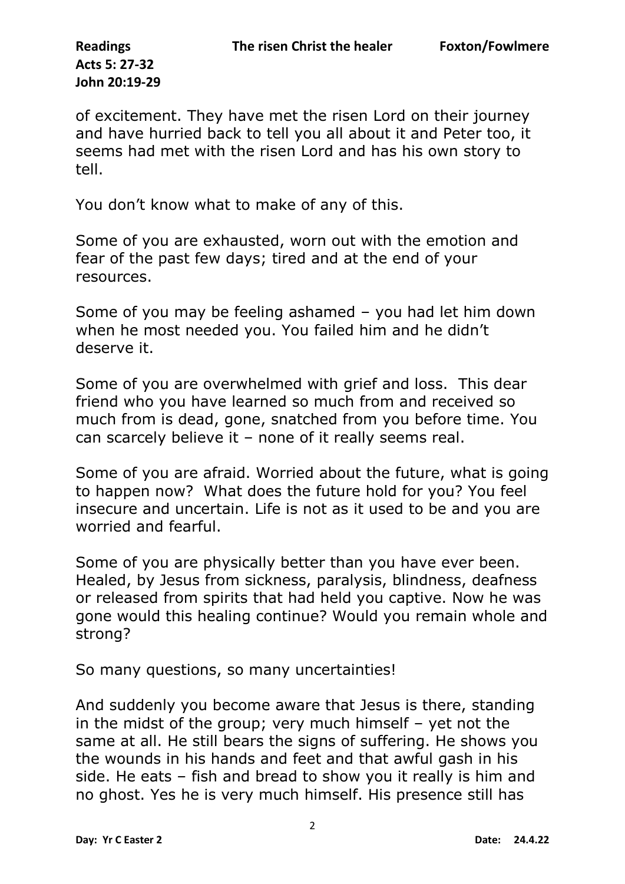of excitement. They have met the risen Lord on their journey and have hurried back to tell you all about it and Peter too, it seems had met with the risen Lord and has his own story to tell.

You don't know what to make of any of this.

Some of you are exhausted, worn out with the emotion and fear of the past few days; tired and at the end of your resources.

Some of you may be feeling ashamed – you had let him down when he most needed you. You failed him and he didn't deserve it.

Some of you are overwhelmed with grief and loss. This dear friend who you have learned so much from and received so much from is dead, gone, snatched from you before time. You can scarcely believe it – none of it really seems real.

Some of you are afraid. Worried about the future, what is going to happen now? What does the future hold for you? You feel insecure and uncertain. Life is not as it used to be and you are worried and fearful.

Some of you are physically better than you have ever been. Healed, by Jesus from sickness, paralysis, blindness, deafness or released from spirits that had held you captive. Now he was gone would this healing continue? Would you remain whole and strong?

So many questions, so many uncertainties!

And suddenly you become aware that Jesus is there, standing in the midst of the group; very much himself – yet not the same at all. He still bears the signs of suffering. He shows you the wounds in his hands and feet and that awful gash in his side. He eats – fish and bread to show you it really is him and no ghost. Yes he is very much himself. His presence still has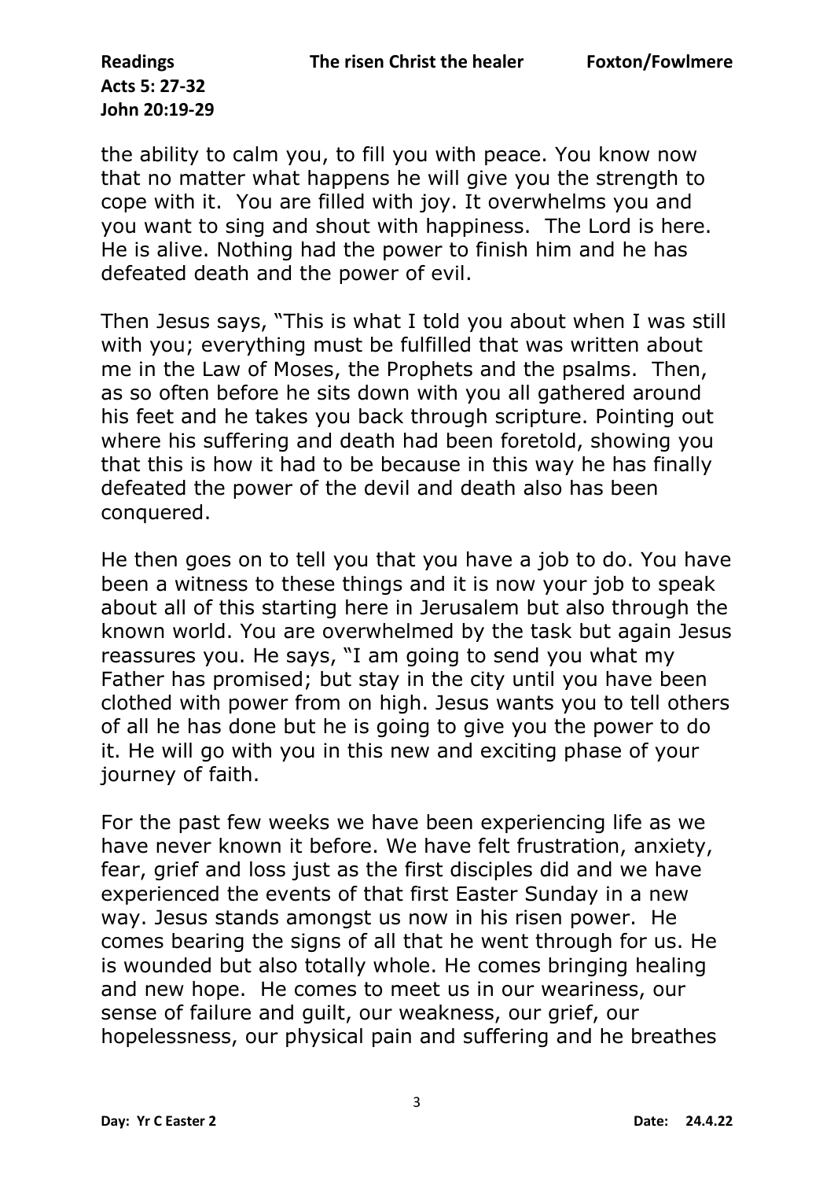the ability to calm you, to fill you with peace. You know now that no matter what happens he will give you the strength to cope with it. You are filled with joy. It overwhelms you and you want to sing and shout with happiness. The Lord is here. He is alive. Nothing had the power to finish him and he has defeated death and the power of evil.

Then Jesus says, "This is what I told you about when I was still with you; everything must be fulfilled that was written about me in the Law of Moses, the Prophets and the psalms. Then, as so often before he sits down with you all gathered around his feet and he takes you back through scripture. Pointing out where his suffering and death had been foretold, showing you that this is how it had to be because in this way he has finally defeated the power of the devil and death also has been conquered.

He then goes on to tell you that you have a job to do. You have been a witness to these things and it is now your job to speak about all of this starting here in Jerusalem but also through the known world. You are overwhelmed by the task but again Jesus reassures you. He says, "I am going to send you what my Father has promised; but stay in the city until you have been clothed with power from on high. Jesus wants you to tell others of all he has done but he is going to give you the power to do it. He will go with you in this new and exciting phase of your journey of faith.

For the past few weeks we have been experiencing life as we have never known it before. We have felt frustration, anxiety, fear, grief and loss just as the first disciples did and we have experienced the events of that first Easter Sunday in a new way. Jesus stands amongst us now in his risen power. He comes bearing the signs of all that he went through for us. He is wounded but also totally whole. He comes bringing healing and new hope. He comes to meet us in our weariness, our sense of failure and guilt, our weakness, our grief, our hopelessness, our physical pain and suffering and he breathes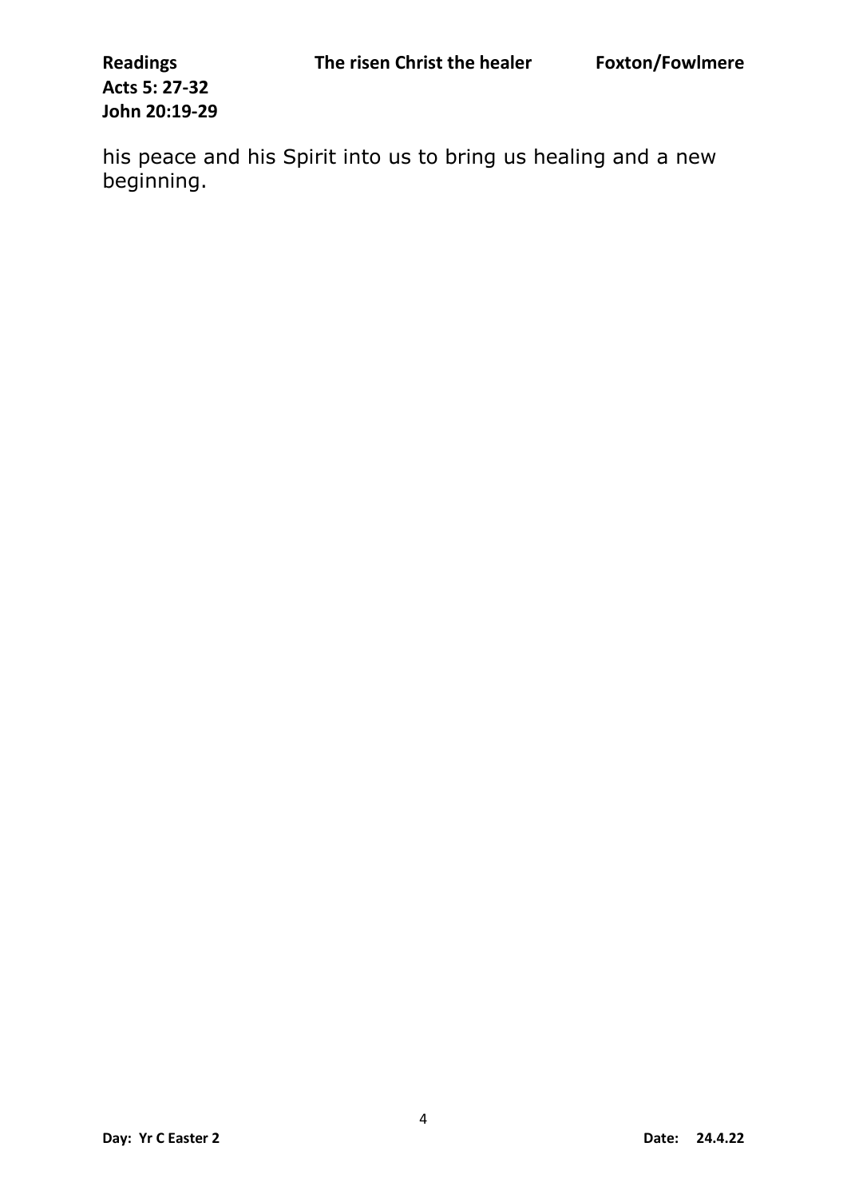his peace and his Spirit into us to bring us healing and a new beginning.